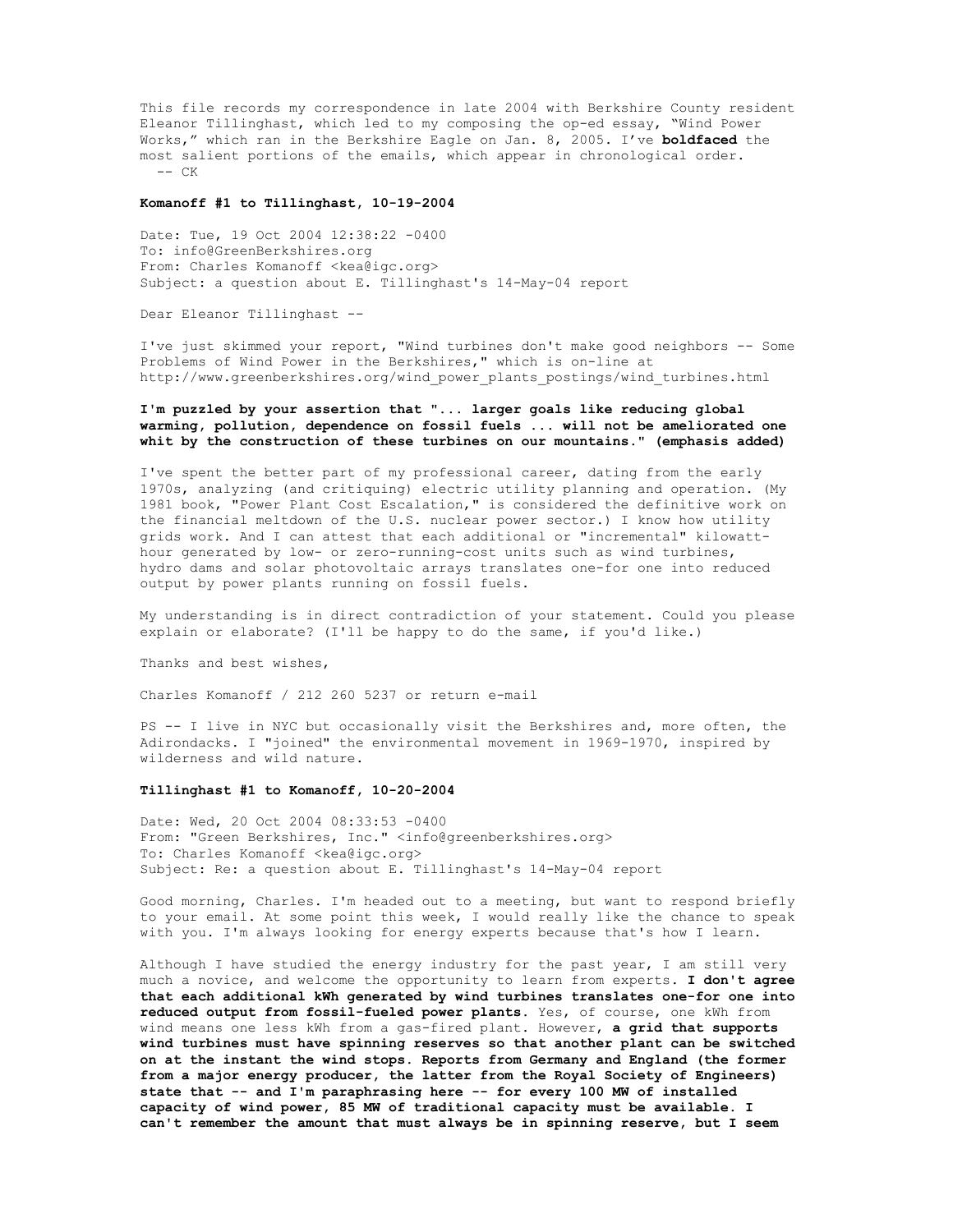This file records my correspondence in late 2004 with Berkshire County resident Eleanor Tillinghast, which led to my composing the op-ed essay, "Wind Power Works," which ran in the Berkshire Eagle on Jan. 8, 2005. I've **boldfaced** the most salient portions of the emails, which appear in chronological order.
-- CK

**Komanoff #1 to Tillinghast, 10-19-2004**

Date: Tue, 19 Oct 2004 12:38:22 -0400
To: info@GreenBerkshires.org
From: Charles Komanoff <kea@igc.org>
Subject: a question about E. Tillinghast's 14-May-04 report

Dear Eleanor Tillinghast --

I've just skimmed your report, "Wind turbines don't make good neighbors -- Some Problems of Wind Power in the Berkshires," which is on-line at http://www.greenberkshires.org/wind_power_plants_postings/wind_turbines.html

**I'm puzzled by your assertion that "... larger goals like reducing global warming, pollution, dependence on fossil fuels ... will not be ameliorated one whit by the construction of these turbines on our mountains." (emphasis added)**

I've spent the better part of my professional career, dating from the early 1970s, analyzing (and critiquing) electric utility planning and operation. (My 1981 book, "Power Plant Cost Escalation," is considered the definitive work on the financial meltdown of the U.S. nuclear power sector.) I know how utility grids work. And I can attest that each additional or "incremental" kilowatt-hour generated by low- or zero-running-cost units such as wind turbines, hydro dams and solar photovoltaic arrays translates one-for one into reduced output by power plants running on fossil fuels.

My understanding is in direct contradiction of your statement. Could you please explain or elaborate? (I'll be happy to do the same, if you'd like.)

Thanks and best wishes,

Charles Komanoff / 212 260 5237 or return e-mail

PS -- I live in NYC but occasionally visit the Berkshires and, more often, the Adirondacks. I "joined" the environmental movement in 1969-1970, inspired by wilderness and wild nature.

**Tillinghast #1 to Komanoff, 10-20-2004**

Date: Wed, 20 Oct 2004 08:33:53 -0400
From: "Green Berkshires, Inc." <info@greenberkshires.org>
To: Charles Komanoff <kea@igc.org>
Subject: Re: a question about E. Tillinghast's 14-May-04 report

Good morning, Charles. I'm headed out to a meeting, but want to respond briefly to your email. At some point this week, I would really like the chance to speak with you. I'm always looking for energy experts because that's how I learn.

Although I have studied the energy industry for the past year, I am still very much a novice, and welcome the opportunity to learn from experts. **I don't agree that each additional kWh generated by wind turbines translates one-for one into reduced output from fossil-fueled power plants.** Yes, of course, one kWh from wind means one less kWh from a gas-fired plant. However, **a grid that supports wind turbines must have spinning reserves so that another plant can be switched on at the instant the wind stops. Reports from Germany and England (the former from a major energy producer, the latter from the Royal Society of Engineers) state that -- and I'm paraphrasing here -- for every 100 MW of installed capacity of wind power, 85 MW of traditional capacity must be available. I can't remember the amount that must always be in spinning reserve, but I seem**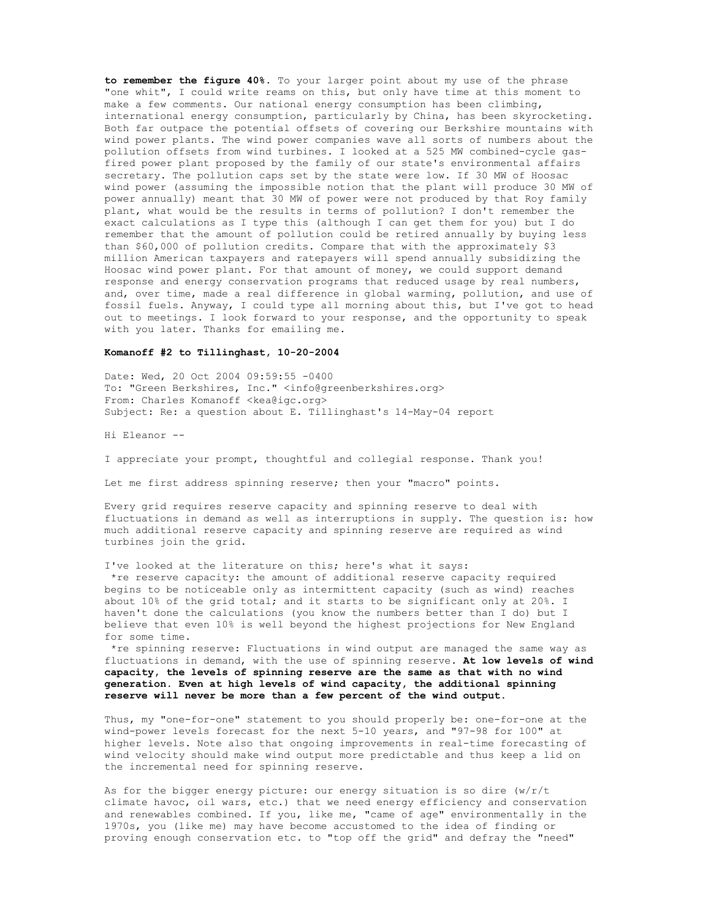**to remember the figure 40%.** To your larger point about my use of the phrase "one whit", I could write reams on this, but only have time at this moment to make a few comments. Our national energy consumption has been climbing, international energy consumption, particularly by China, has been skyrocketing. Both far outpace the potential offsets of covering our Berkshire mountains with wind power plants. The wind power companies wave all sorts of numbers about the pollution offsets from wind turbines. I looked at a 525 MW combined-cycle gas-fired power plant proposed by the family of our state's environmental affairs secretary. The pollution caps set by the state were low. If 30 MW of Hoosac wind power (assuming the impossible notion that the plant will produce 30 MW of power annually) meant that 30 MW of power were not produced by that Roy family plant, what would be the results in terms of pollution? I don't remember the exact calculations as I type this (although I can get them for you) but I do remember that the amount of pollution could be retired annually by buying less than $60,000 of pollution credits. Compare that with the approximately $3 million American taxpayers and ratepayers will spend annually subsidizing the Hoosac wind power plant. For that amount of money, we could support demand response and energy conservation programs that reduced usage by real numbers, and, over time, made a real difference in global warming, pollution, and use of fossil fuels. Anyway, I could type all morning about this, but I've got to head out to meetings. I look forward to your response, and the opportunity to speak with you later. Thanks for emailing me.

**Komanoff #2 to Tillinghast, 10-20-2004**

Date: Wed, 20 Oct 2004 09:59:55 -0400
To: "Green Berkshires, Inc." <info@greenberkshires.org>
From: Charles Komanoff <kea@igc.org>
Subject: Re: a question about E. Tillinghast's 14-May-04 report

Hi Eleanor --

I appreciate your prompt, thoughtful and collegial response. Thank you!

Let me first address spinning reserve; then your "macro" points.

Every grid requires reserve capacity and spinning reserve to deal with fluctuations in demand as well as interruptions in supply. The question is: how much additional reserve capacity and spinning reserve are required as wind turbines join the grid.

I've looked at the literature on this; here's what it says:

*re reserve capacity: the amount of additional reserve capacity required begins to be noticeable only as intermittent capacity (such as wind) reaches about 10% of the grid total; and it starts to be significant only at 20%. I haven't done the calculations (you know the numbers better than I do) but I believe that even 10% is well beyond the highest projections for New England for some time.

*re spinning reserve: Fluctuations in wind output are managed the same way as fluctuations in demand, with the use of spinning reserve. **At low levels of wind capacity, the levels of spinning reserve are the same as that with no wind generation. Even at high levels of wind capacity, the additional spinning reserve will never be more than a few percent of the wind output.**

Thus, my "one-for-one" statement to you should properly be: one-for-one at the wind-power levels forecast for the next 5-10 years, and "97-98 for 100" at higher levels. Note also that ongoing improvements in real-time forecasting of wind velocity should make wind output more predictable and thus keep a lid on the incremental need for spinning reserve.

As for the bigger energy picture: our energy situation is so dire (w/r/t climate havoc, oil wars, etc.) that we need energy efficiency and conservation and renewables combined. If you, like me, "came of age" environmentally in the 1970s, you (like me) may have become accustomed to the idea of finding or proving enough conservation etc. to "top off the grid" and defray the "need"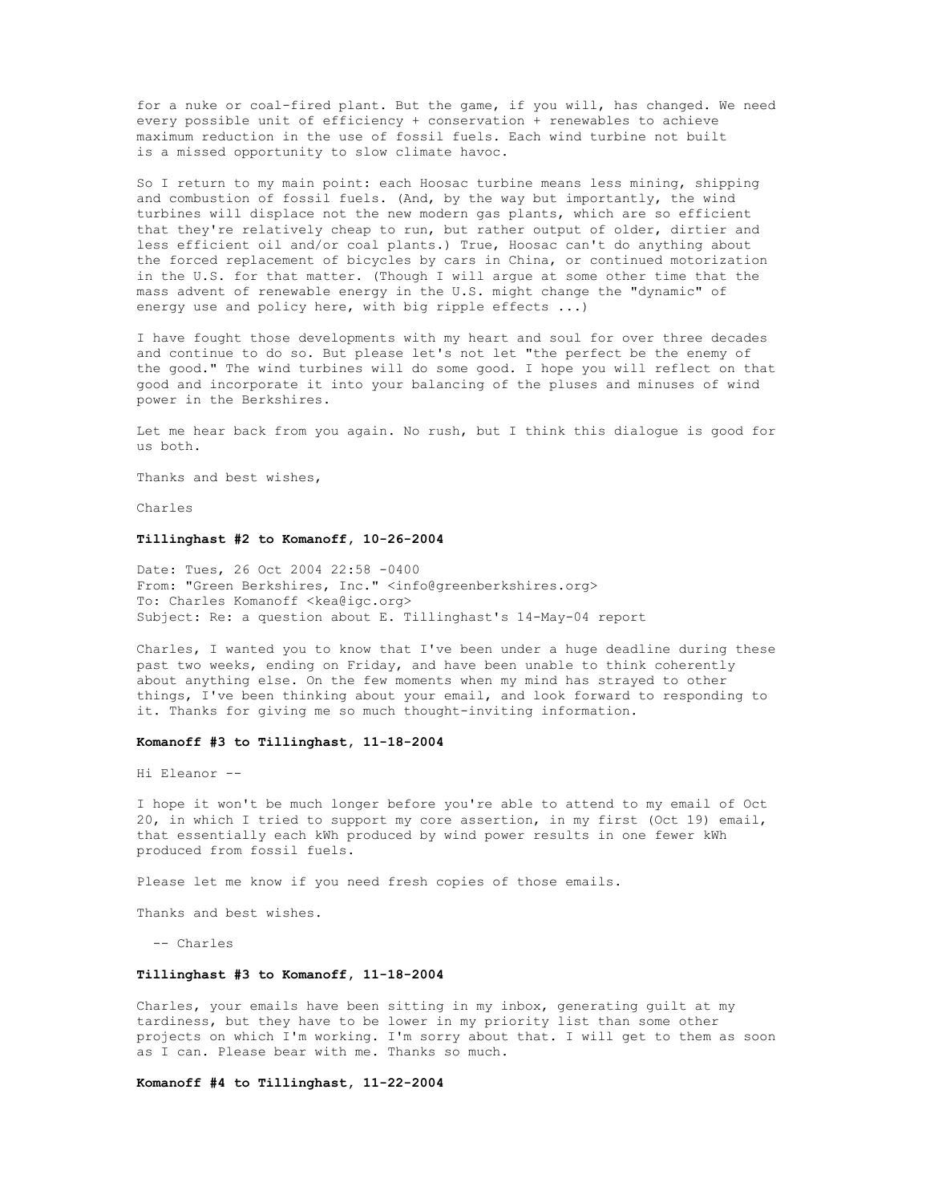for a nuke or coal-fired plant. But the game, if you will, has changed. We need every possible unit of efficiency + conservation + renewables to achieve maximum reduction in the use of fossil fuels. Each wind turbine not built is a missed opportunity to slow climate havoc.

So I return to my main point: each Hoosac turbine means less mining, shipping and combustion of fossil fuels. (And, by the way but importantly, the wind turbines will displace not the new modern gas plants, which are so efficient that they're relatively cheap to run, but rather output of older, dirtier and less efficient oil and/or coal plants.) True, Hoosac can't do anything about the forced replacement of bicycles by cars in China, or continued motorization in the U.S. for that matter. (Though I will argue at some other time that the mass advent of renewable energy in the U.S. might change the "dynamic" of energy use and policy here, with big ripple effects ...)

I have fought those developments with my heart and soul for over three decades and continue to do so. But please let's not let "the perfect be the enemy of the good." The wind turbines will do some good. I hope you will reflect on that good and incorporate it into your balancing of the pluses and minuses of wind power in the Berkshires.

Let me hear back from you again. No rush, but I think this dialogue is good for us both.

Thanks and best wishes,

Charles

**Tillinghast #2 to Komanoff, 10-26-2004**

Date: Tues, 26 Oct 2004 22:58 -0400
From: "Green Berkshires, Inc." <info@greenberkshires.org>
To: Charles Komanoff <kea@igc.org>
Subject: Re: a question about E. Tillinghast's 14-May-04 report

Charles, I wanted you to know that I've been under a huge deadline during these past two weeks, ending on Friday, and have been unable to think coherently about anything else. On the few moments when my mind has strayed to other things, I've been thinking about your email, and look forward to responding to it. Thanks for giving me so much thought-inviting information.

**Komanoff #3 to Tillinghast, 11-18-2004**

Hi Eleanor --

I hope it won't be much longer before you're able to attend to my email of Oct 20, in which I tried to support my core assertion, in my first (Oct 19) email, that essentially each kWh produced by wind power results in one fewer kWh produced from fossil fuels.

Please let me know if you need fresh copies of those emails.

Thanks and best wishes.

-- Charles

**Tillinghast #3 to Komanoff, 11-18-2004**

Charles, your emails have been sitting in my inbox, generating guilt at my tardiness, but they have to be lower in my priority list than some other projects on which I'm working. I'm sorry about that. I will get to them as soon as I can. Please bear with me. Thanks so much.

**Komanoff #4 to Tillinghast, 11-22-2004**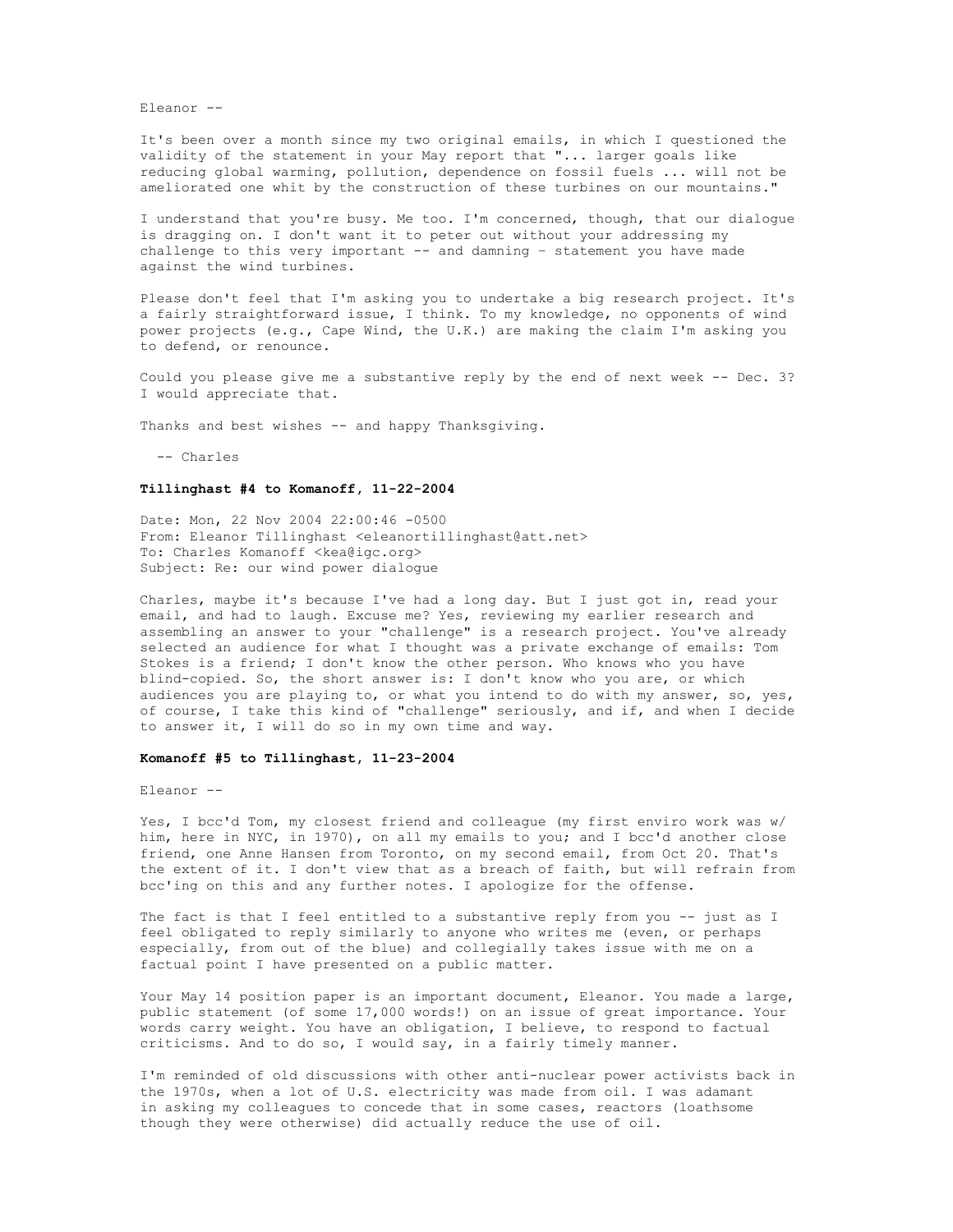Eleanor --

It's been over a month since my two original emails, in which I questioned the validity of the statement in your May report that "... larger goals like reducing global warming, pollution, dependence on fossil fuels ... will not be ameliorated one whit by the construction of these turbines on our mountains."

I understand that you're busy. Me too. I'm concerned, though, that our dialogue is dragging on. I don't want it to peter out without your addressing my challenge to this very important -- and damning – statement you have made against the wind turbines.

Please don't feel that I'm asking you to undertake a big research project. It's a fairly straightforward issue, I think. To my knowledge, no opponents of wind power projects (e.g., Cape Wind, the U.K.) are making the claim I'm asking you to defend, or renounce.

Could you please give me a substantive reply by the end of next week -- Dec. 3? I would appreciate that.

Thanks and best wishes -- and happy Thanksgiving.

-- Charles

**Tillinghast #4 to Komanoff, 11-22-2004**

Date: Mon, 22 Nov 2004 22:00:46 -0500
From: Eleanor Tillinghast <eleanortillinghast@att.net>
To: Charles Komanoff <kea@igc.org>
Subject: Re: our wind power dialogue

Charles, maybe it's because I've had a long day. But I just got in, read your email, and had to laugh. Excuse me? Yes, reviewing my earlier research and assembling an answer to your "challenge" is a research project. You've already selected an audience for what I thought was a private exchange of emails: Tom Stokes is a friend; I don't know the other person. Who knows who you have blind-copied. So, the short answer is: I don't know who you are, or which audiences you are playing to, or what you intend to do with my answer, so, yes, of course, I take this kind of "challenge" seriously, and if, and when I decide to answer it, I will do so in my own time and way.

**Komanoff #5 to Tillinghast, 11-23-2004**

Eleanor --

Yes, I bcc'd Tom, my closest friend and colleague (my first enviro work was w/ him, here in NYC, in 1970), on all my emails to you; and I bcc'd another close friend, one Anne Hansen from Toronto, on my second email, from Oct 20. That's the extent of it. I don't view that as a breach of faith, but will refrain from bcc'ing on this and any further notes. I apologize for the offense.

The fact is that I feel entitled to a substantive reply from you -- just as I feel obligated to reply similarly to anyone who writes me (even, or perhaps especially, from out of the blue) and collegially takes issue with me on a factual point I have presented on a public matter.

Your May 14 position paper is an important document, Eleanor. You made a large, public statement (of some 17,000 words!) on an issue of great importance. Your words carry weight. You have an obligation, I believe, to respond to factual criticisms. And to do so, I would say, in a fairly timely manner.

I'm reminded of old discussions with other anti-nuclear power activists back in the 1970s, when a lot of U.S. electricity was made from oil. I was adamant in asking my colleagues to concede that in some cases, reactors (loathsome though they were otherwise) did actually reduce the use of oil.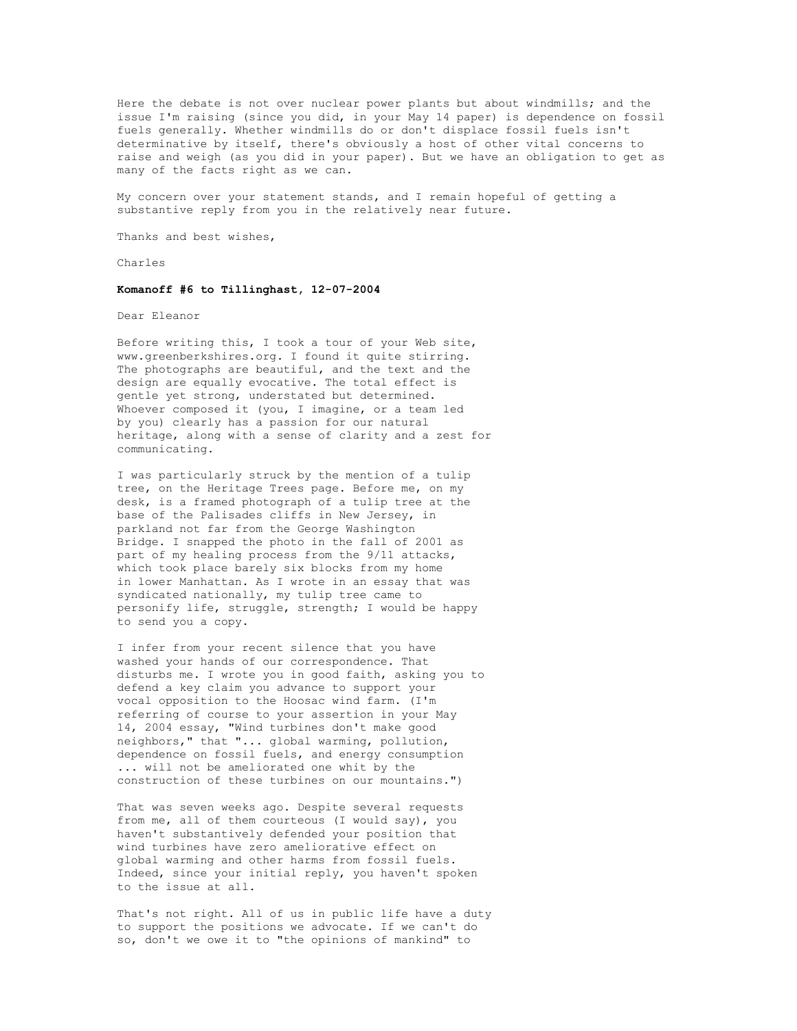Here the debate is not over nuclear power plants but about windmills; and the issue I'm raising (since you did, in your May 14 paper) is dependence on fossil fuels generally. Whether windmills do or don't displace fossil fuels isn't determinative by itself, there's obviously a host of other vital concerns to raise and weigh (as you did in your paper). But we have an obligation to get as many of the facts right as we can.

My concern over your statement stands, and I remain hopeful of getting a substantive reply from you in the relatively near future.

Thanks and best wishes,

Charles

**Komanoff #6 to Tillinghast, 12-07-2004**

Dear Eleanor

Before writing this, I took a tour of your Web site, www.greenberkshires.org. I found it quite stirring. The photographs are beautiful, and the text and the design are equally evocative. The total effect is gentle yet strong, understated but determined. Whoever composed it (you, I imagine, or a team led by you) clearly has a passion for our natural heritage, along with a sense of clarity and a zest for communicating.

I was particularly struck by the mention of a tulip tree, on the Heritage Trees page. Before me, on my desk, is a framed photograph of a tulip tree at the base of the Palisades cliffs in New Jersey, in parkland not far from the George Washington Bridge. I snapped the photo in the fall of 2001 as part of my healing process from the 9/11 attacks, which took place barely six blocks from my home in lower Manhattan. As I wrote in an essay that was syndicated nationally, my tulip tree came to personify life, struggle, strength; I would be happy to send you a copy.

I infer from your recent silence that you have washed your hands of our correspondence. That disturbs me. I wrote you in good faith, asking you to defend a key claim you advance to support your vocal opposition to the Hoosac wind farm. (I'm referring of course to your assertion in your May 14, 2004 essay, "Wind turbines don't make good neighbors," that "... global warming, pollution, dependence on fossil fuels, and energy consumption ... will not be ameliorated one whit by the construction of these turbines on our mountains.")

That was seven weeks ago. Despite several requests from me, all of them courteous (I would say), you haven't substantively defended your position that wind turbines have zero ameliorative effect on global warming and other harms from fossil fuels. Indeed, since your initial reply, you haven't spoken to the issue at all.

That's not right. All of us in public life have a duty to support the positions we advocate. If we can't do so, don't we owe it to "the opinions of mankind" to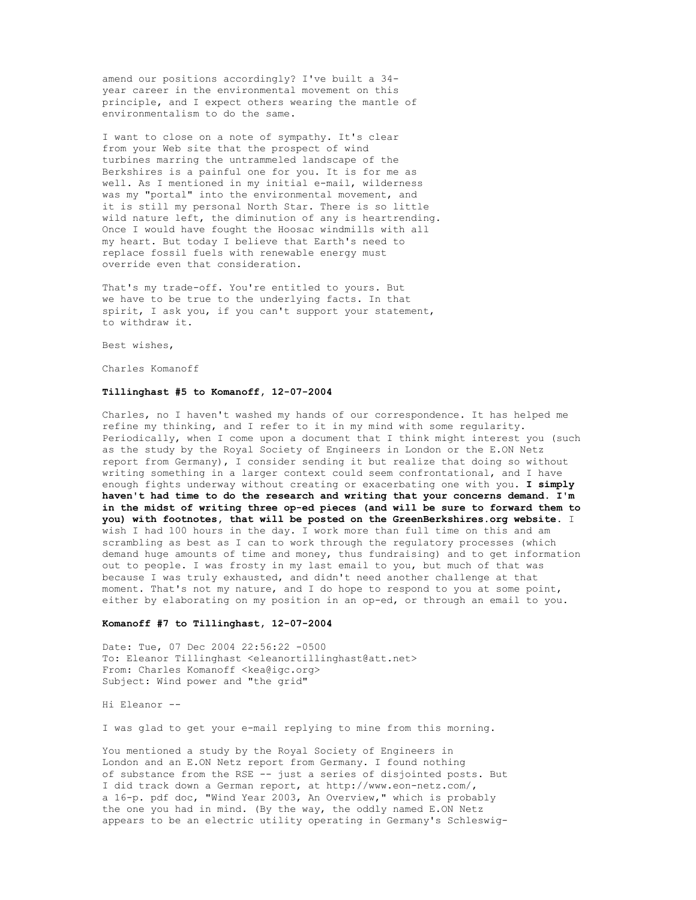amend our positions accordingly? I've built a 34-year career in the environmental movement on this principle, and I expect others wearing the mantle of environmentalism to do the same.

I want to close on a note of sympathy. It's clear from your Web site that the prospect of wind turbines marring the untrammeled landscape of the Berkshires is a painful one for you. It is for me as well. As I mentioned in my initial e-mail, wilderness was my "portal" into the environmental movement, and it is still my personal North Star. There is so little wild nature left, the diminution of any is heartrending. Once I would have fought the Hoosac windmills with all my heart. But today I believe that Earth's need to replace fossil fuels with renewable energy must override even that consideration.

That's my trade-off. You're entitled to yours. But we have to be true to the underlying facts. In that spirit, I ask you, if you can't support your statement, to withdraw it.

Best wishes,

Charles Komanoff

**Tillinghast #5 to Komanoff, 12-07-2004**

Charles, no I haven't washed my hands of our correspondence. It has helped me refine my thinking, and I refer to it in my mind with some regularity. Periodically, when I come upon a document that I think might interest you (such as the study by the Royal Society of Engineers in London or the E.ON Netz report from Germany), I consider sending it but realize that doing so without writing something in a larger context could seem confrontational, and I have enough fights underway without creating or exacerbating one with you. **I simply haven't had time to do the research and writing that your concerns demand. I'm in the midst of writing three op-ed pieces (and will be sure to forward them to you) with footnotes, that will be posted on the GreenBerkshires.org website.** I wish I had 100 hours in the day. I work more than full time on this and am scrambling as best as I can to work through the regulatory processes (which demand huge amounts of time and money, thus fundraising) and to get information out to people. I was frosty in my last email to you, but much of that was because I was truly exhausted, and didn't need another challenge at that moment. That's not my nature, and I do hope to respond to you at some point, either by elaborating on my position in an op-ed, or through an email to you.

**Komanoff #7 to Tillinghast, 12-07-2004**

Date: Tue, 07 Dec 2004 22:56:22 -0500
To: Eleanor Tillinghast <eleanortillinghast@att.net>
From: Charles Komanoff <kea@igc.org>
Subject: Wind power and "the grid"

Hi Eleanor --

I was glad to get your e-mail replying to mine from this morning.

You mentioned a study by the Royal Society of Engineers in London and an E.ON Netz report from Germany. I found nothing of substance from the RSE -- just a series of disjointed posts. But I did track down a German report, at http://www.eon-netz.com/, a 16-p. pdf doc, "Wind Year 2003, An Overview," which is probably the one you had in mind. (By the way, the oddly named E.ON Netz appears to be an electric utility operating in Germany's Schleswig-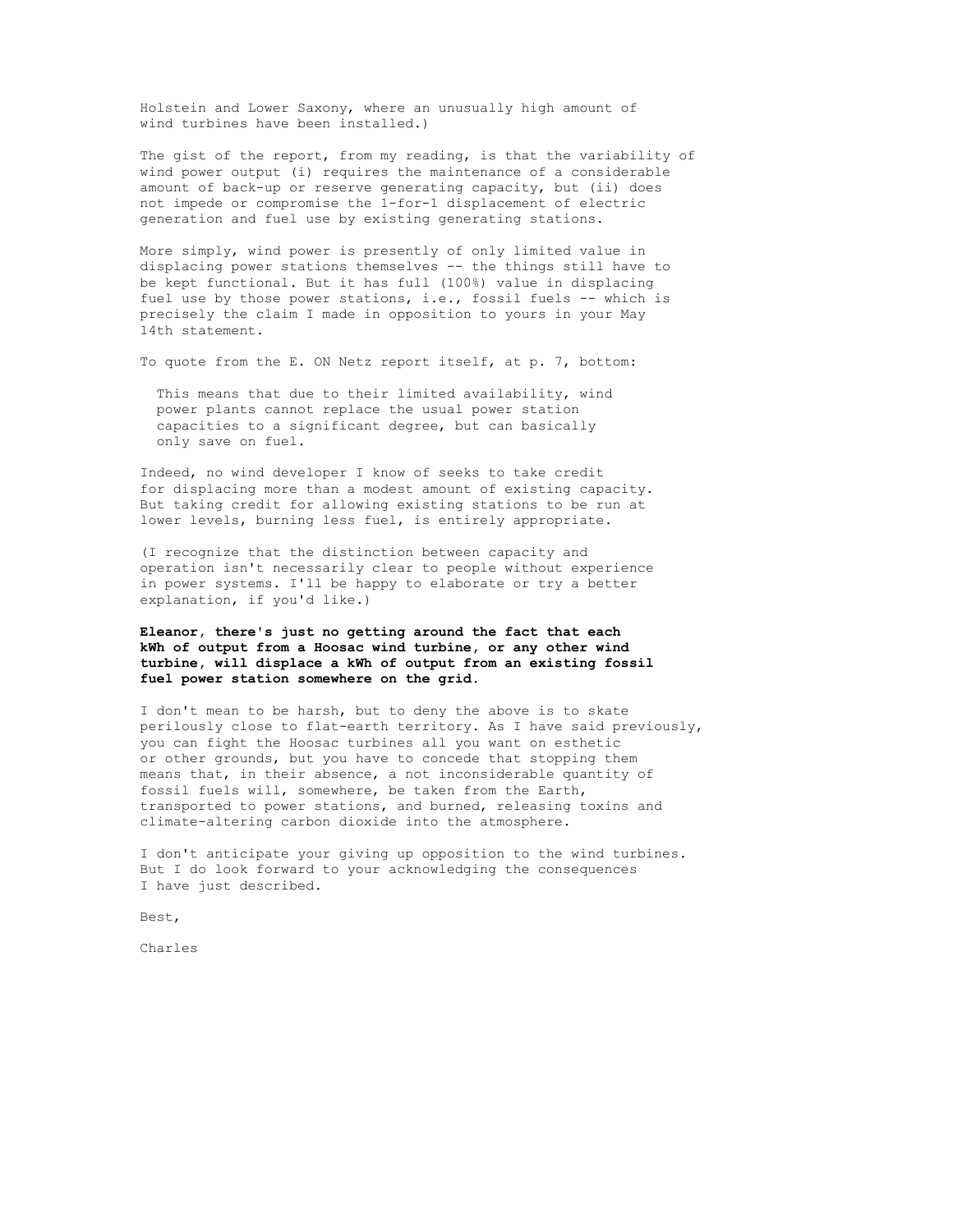Holstein and Lower Saxony, where an unusually high amount of wind turbines have been installed.)

The gist of the report, from my reading, is that the variability of wind power output (i) requires the maintenance of a considerable amount of back-up or reserve generating capacity, but (ii) does not impede or compromise the 1-for-1 displacement of electric generation and fuel use by existing generating stations.

More simply, wind power is presently of only limited value in displacing power stations themselves -- the things still have to be kept functional. But it has full (100%) value in displacing fuel use by those power stations, i.e., fossil fuels -- which is precisely the claim I made in opposition to yours in your May 14th statement.

To quote from the E. ON Netz report itself, at p. 7, bottom:

> This means that due to their limited availability, wind power plants cannot replace the usual power station capacities to a significant degree, but can basically only save on fuel.

Indeed, no wind developer I know of seeks to take credit for displacing more than a modest amount of existing capacity. But taking credit for allowing existing stations to be run at lower levels, burning less fuel, is entirely appropriate.

(I recognize that the distinction between capacity and operation isn't necessarily clear to people without experience in power systems. I'll be happy to elaborate or try a better explanation, if you'd like.)

**Eleanor, there's just no getting around the fact that each kWh of output from a Hoosac wind turbine, or any other wind turbine, will displace a kWh of output from an existing fossil fuel power station somewhere on the grid.**

I don't mean to be harsh, but to deny the above is to skate perilously close to flat-earth territory. As I have said previously, you can fight the Hoosac turbines all you want on esthetic or other grounds, but you have to concede that stopping them means that, in their absence, a not inconsiderable quantity of fossil fuels will, somewhere, be taken from the Earth, transported to power stations, and burned, releasing toxins and climate-altering carbon dioxide into the atmosphere.

I don't anticipate your giving up opposition to the wind turbines. But I do look forward to your acknowledging the consequences I have just described.

Best,

Charles